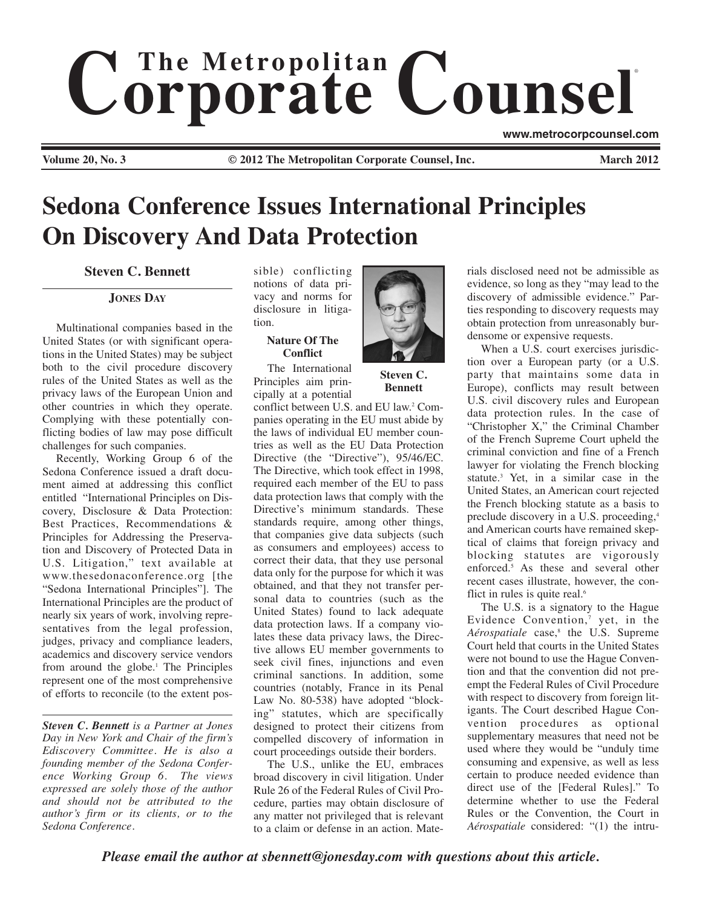# The Metropolitan Corporate Counsel

www.metrocorpcounsel.com

Volume 20, No. 3 © 2012 The Metropolitan Corporate Counsel, Inc. March 2012

# Sedona Conference Issues International Principles On Discovery And Data Protection

**Steven C. Bennett**

**JONES DAY**

Multinational companies based in the United States (or with significant operations in the United States) may be subject both to the civil procedure discovery rules of the United States as well as the privacy laws of the European Union and other countries in which they operate. Complying with these potentially conflicting bodies of law may pose difficult challenges for such companies.

Recently, Working Group 6 of the Sedona Conference issued a draft document aimed at addressing this conflict entitled "International Principles on Discovery, Disclosure & Data Protection: Best Practices, Recommendations & Principles for Addressing the Preservation and Discovery of Protected Data in U.S. Litigation," text available at www.thesedonaconference.org [the "Sedona International Principles"]. The International Principles are the product of nearly six years of work, involving representatives from the legal profession, judges, privacy and compliance leaders, academics and discovery service vendors from around the globe.[1] The Principles represent one of the most comprehensive of efforts to reconcile (to the extent possible) conflicting notions of data privacy and norms for disclosure in litigation.

*Steven C. Bennett is a Partner at Jones Day in New York and Chair of the firm's Ediscovery Committee. He is also a founding member of the Sedona Conference Working Group 6. The views expressed are solely those of the author and should not be attributed to the author's firm or its clients, or to the Sedona Conference.*

**Steven C. Bennett**

### Nature Of The Conflict

The International Principles aim principally at a potential conflict between U.S. and EU law.[2] Companies operating in the EU must abide by the laws of individual EU member countries as well as the EU Data Protection Directive (the "Directive"), 95/46/EC. The Directive, which took effect in 1998, required each member of the EU to pass data protection laws that comply with the Directive's minimum standards. These standards require, among other things, that companies give data subjects (such as consumers and employees) access to correct their data, that they use personal data only for the purpose for which it was obtained, and that they not transfer personal data to countries (such as the United States) found to lack adequate data protection laws. If a company violates these data privacy laws, the Directive allows EU member governments to seek civil fines, injunctions and even criminal sanctions. In addition, some countries (notably, France in its Penal Law No. 80-538) have adopted "blocking" statutes, which are specifically designed to protect their citizens from compelled discovery of information in court proceedings outside their borders.

The U.S., unlike the EU, embraces broad discovery in civil litigation. Under Rule 26 of the Federal Rules of Civil Procedure, parties may obtain disclosure of any matter not privileged that is relevant to a claim or defense in an action. Materials disclosed need not be admissible as evidence, so long as they "may lead to the discovery of admissible evidence." Parties responding to discovery requests may obtain protection from unreasonably burdensome or expensive requests.

When a U.S. court exercises jurisdiction over a European party (or a U.S. party that maintains some data in Europe), conflicts may result between U.S. civil discovery rules and European data protection rules. In the case of "Christopher X," the Criminal Chamber of the French Supreme Court upheld the criminal conviction and fine of a French lawyer for violating the French blocking statute.[3] Yet, in a similar case in the United States, an American court rejected the French blocking statute as a basis to preclude discovery in a U.S. proceeding,[4] and American courts have remained skeptical of claims that foreign privacy and blocking statutes are vigorously enforced.[5] As these and several other recent cases illustrate, however, the conflict in rules is quite real.[6]

The U.S. is a signatory to the Hague Evidence Convention,[7] yet, in the *Aérospatiale* case,[8] the U.S. Supreme Court held that courts in the United States were not bound to use the Hague Convention and that the convention did not preempt the Federal Rules of Civil Procedure with respect to discovery from foreign litigants. The Court described Hague Convention procedures as optional supplementary measures that need not be used where they would be "unduly time consuming and expensive, as well as less certain to produce needed evidence than direct use of the [Federal Rules]." To determine whether to use the Federal Rules or the Convention, the Court in *Aérospatiale* considered: "(1) the intru-

***Please email the author at sbennett@jonesday.com with questions about this article.***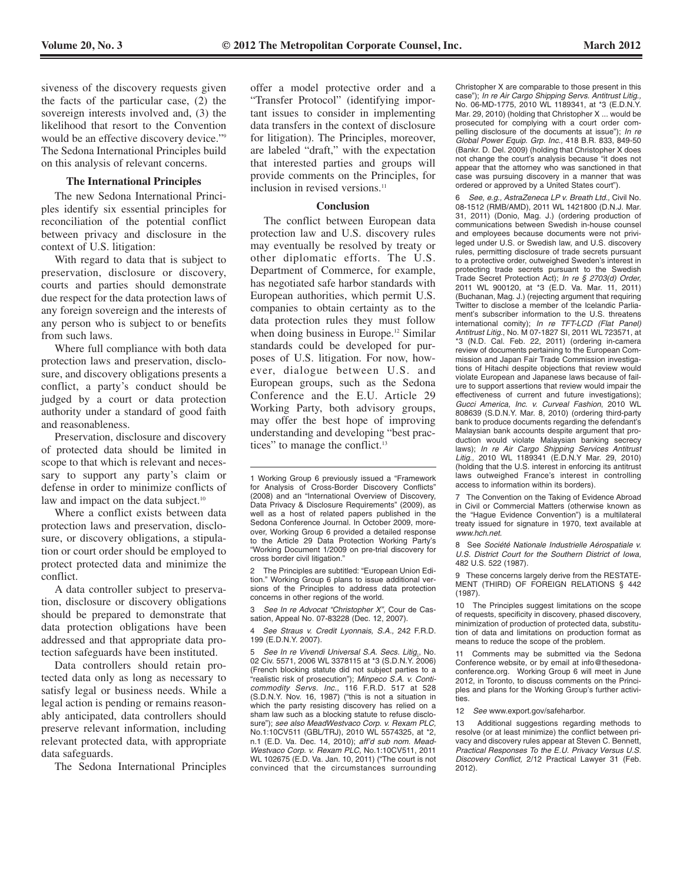siveness of the discovery requests given the facts of the particular case, (2) the sovereign interests involved and, (3) the likelihood that resort to the Convention would be an effective discovery device."[9] The Sedona International Principles build on this analysis of relevant concerns.

### The International Principles

The new Sedona International Principles identify six essential principles for reconciliation of the potential conflict between privacy and disclosure in the context of U.S. litigation:

With regard to data that is subject to preservation, disclosure or discovery, courts and parties should demonstrate due respect for the data protection laws of any foreign sovereign and the interests of any person who is subject to or benefits from such laws.

Where full compliance with both data protection laws and preservation, disclosure, and discovery obligations presents a conflict, a party's conduct should be judged by a court or data protection authority under a standard of good faith and reasonableness.

Preservation, disclosure and discovery of protected data should be limited in scope to that which is relevant and necessary to support any party's claim or defense in order to minimize conflicts of law and impact on the data subject.[10]

Where a conflict exists between data protection laws and preservation, disclosure, or discovery obligations, a stipulation or court order should be employed to protect protected data and minimize the conflict.

A data controller subject to preservation, disclosure or discovery obligations should be prepared to demonstrate that data protection obligations have been addressed and that appropriate data protection safeguards have been instituted.

Data controllers should retain protected data only as long as necessary to satisfy legal or business needs. While a legal action is pending or remains reasonably anticipated, data controllers should preserve relevant information, including relevant protected data, with appropriate data safeguards.

The Sedona International Principles offer a model protective order and a "Transfer Protocol" (identifying important issues to consider in implementing data transfers in the context of disclosure for litigation). The Principles, moreover, are labeled "draft," with the expectation that interested parties and groups will provide comments on the Principles, for inclusion in revised versions.[11]

### Conclusion

The conflict between European data protection law and U.S. discovery rules may eventually be resolved by treaty or other diplomatic efforts. The U.S. Department of Commerce, for example, has negotiated safe harbor standards with European authorities, which permit U.S. companies to obtain certainty as to the data protection rules they must follow when doing business in Europe.[12] Similar standards could be developed for purposes of U.S. litigation. For now, however, dialogue between U.S. and European groups, such as the Sedona Conference and the E.U. Article 29 Working Party, both advisory groups, may offer the best hope of improving understanding and developing "best practices" to manage the conflict.[13]

---

1 Working Group 6 previously issued a "Framework for Analysis of Cross-Border Discovery Conflicts" (2008) and an "International Overview of Discovery, Data Privacy & Disclosure Requirements" (2009), as well as a host of related papers published in the Sedona Conference Journal. In October 2009, moreover, Working Group 6 provided a detailed response to the Article 29 Data Protection Working Party's "Working Document 1/2009 on pre-trial discovery for cross border civil litigation."

2 The Principles are subtitled: "European Union Edition." Working Group 6 plans to issue additional versions of the Principles to address data protection concerns in other regions of the world.

3 *See In re Advocat "Christopher X",* Cour de Cassation, Appeal No. 07-83228 (Dec. 12, 2007).

4 *See Straus v. Credit Lyonnais, S.A.,* 242 F.R.D. 199 (E.D.N.Y. 2007).

5 *See In re Vivendi Universal S.A. Secs. Litig.,* No. 02 Civ. 5571, 2006 WL 3378115 at *3 (S.D.N.Y. 2006) (French blocking statute did not subject parties to a "realistic risk of prosecution"); *Minpeco S.A. v. Conticommodity Servs. Inc.,* 116 F.R.D. 517 at 528 (S.D.N.Y. Nov. 16, 1987) ("this is not a situation in which the party resisting discovery has relied on a sham law such as a blocking statute to refuse disclosure"); *see also MeadWestvaco Corp. v. Rexam PLC,* No.1:10CV511 (GBL/TRJ), 2010 WL 5574325, at *2, n.1 (E.D. Va. Dec. 14, 2010); *aff'd sub nom. MeadWestvaco Corp. v. Rexam PLC,* No.1:10CV511, 2011 WL 102675 (E.D. Va. Jan. 10, 2011) ("The court is not convinced that the circumstances surrounding Christopher X are comparable to those present in this case"); *In re Air Cargo Shipping Servs. Antitrust Litig.,* No. 06-MD-1775, 2010 WL 1189341, at *3 (E.D.N.Y. Mar. 29, 2010) (holding that Christopher X ... would be prosecuted for complying with a court order compelling disclosure of the documents at issue"); *In re Global Power Equip. Grp. Inc.,* 418 B.R. 833, 849-50 (Bankr. D. Del. 2009) (holding that Christopher X does not change the court's analysis because "it does not appear that the attorney who was sanctioned in that case was pursuing discovery in a manner that was ordered or approved by a United States court").

6 *See, e.g., AstraZeneca LP v. Breath Ltd.,* Civil No. 08-1512 (RMB/AMD), 2011 WL 1421800 (D.N.J. Mar. 31, 2011) (Donio, Mag. J.) (ordering production of communications between Swedish in-house counsel and employees because documents were not privileged under U.S. or Swedish law, and U.S. discovery rules, permitting disclosure of trade secrets pursuant to a protective order, outweighed Sweden's interest in protecting trade secrets pursuant to the Swedish Trade Secret Protection Act); *In re § 2703(d) Order,* 2011 WL 900120, at *3 (E.D. Va. Mar. 11, 2011) (Buchanan, Mag. J.) (rejecting argument that requiring Twitter to disclose a member of the Icelandic Parliament's subscriber information to the U.S. threatens international comity); *In re TFT-LCD (Flat Panel) Antitrust Litig.,* No. M 07-1827 SI, 2011 WL 723571, at *3 (N.D. Cal. Feb. 22, 2011) (ordering in-camera review of documents pertaining to the European Commission and Japan Fair Trade Commission investigations of Hitachi despite objections that review would violate European and Japanese laws because of failure to support assertions that review would impair the effectiveness of current and future investigations); *Gucci America, Inc. v. Curveal Fashion,* 2010 WL 808639 (S.D.N.Y. Mar. 8, 2010) (ordering third-party bank to produce documents regarding the defendant's Malaysian bank accounts despite argument that production would violate Malaysian banking secrecy laws); *In re Air Cargo Shipping Services Antitrust Litig.,* 2010 WL 1189341 (E.D.N.Y Mar. 29, 2010) (holding that the U.S. interest in enforcing its antitrust laws outweighed France's interest in controlling access to information within its borders).

7 The Convention on the Taking of Evidence Abroad in Civil or Commercial Matters (otherwise known as the "Hague Evidence Convention") is a multilateral treaty issued for signature in 1970, text available at *www.hch.net.*

8 See *Société Nationale Industrielle Aérospatiale v. U.S. District Court for the Southern District of Iowa,* 482 U.S. 522 (1987).

9 These concerns largely derive from the RESTATEMENT (THIRD) OF FOREIGN RELATIONS § 442 (1987).

10 The Principles suggest limitations on the scope of requests, specificity in discovery, phased discovery, minimization of production of protected data, substitution of data and limitations on production format as means to reduce the scope of the problem.

11 Comments may be submitted via the Sedona Conference website, or by email at info@thesedonaconference.org. Working Group 6 will meet in June 2012, in Toronto, to discuss comments on the Principles and plans for the Working Group's further activities.

12 *See* www.export.gov/safeharbor.

13 Additional suggestions regarding methods to resolve (or at least minimize) the conflict between privacy and discovery rules appear at Steven C. Bennett, *Practical Responses To the E.U. Privacy Versus U.S. Discovery Conflict,* 2/12 Practical Lawyer 31 (Feb. 2012).